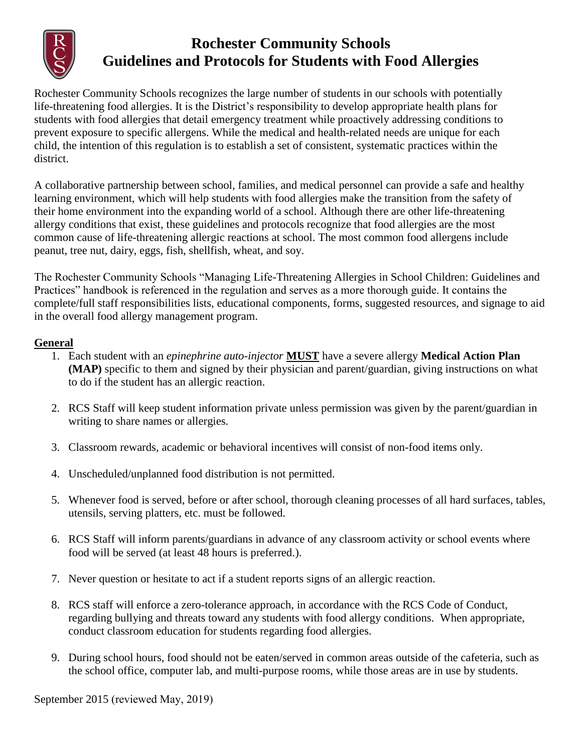# Rochester Community Schools
# Guidelines and Protocols for Students with Food Allergies

Rochester Community Schools recognizes the large number of students in our schools with potentially life-threatening food allergies. It is the District's responsibility to develop appropriate health plans for students with food allergies that detail emergency treatment while proactively addressing conditions to prevent exposure to specific allergens. While the medical and health-related needs are unique for each child, the intention of this regulation is to establish a set of consistent, systematic practices within the district.

A collaborative partnership between school, families, and medical personnel can provide a safe and healthy learning environment, which will help students with food allergies make the transition from the safety of their home environment into the expanding world of a school. Although there are other life-threatening allergy conditions that exist, these guidelines and protocols recognize that food allergies are the most common cause of life-threatening allergic reactions at school. The most common food allergens include peanut, tree nut, dairy, eggs, fish, shellfish, wheat, and soy.

The Rochester Community Schools "Managing Life-Threatening Allergies in School Children: Guidelines and Practices" handbook is referenced in the regulation and serves as a more thorough guide. It contains the complete/full staff responsibilities lists, educational components, forms, suggested resources, and signage to aid in the overall food allergy management program.

## General

1. Each student with an *epinephrine auto-injector* **MUST** have a severe allergy **Medical Action Plan (MAP)** specific to them and signed by their physician and parent/guardian, giving instructions on what to do if the student has an allergic reaction.
2. RCS Staff will keep student information private unless permission was given by the parent/guardian in writing to share names or allergies.
3. Classroom rewards, academic or behavioral incentives will consist of non-food items only.
4. Unscheduled/unplanned food distribution is not permitted.
5. Whenever food is served, before or after school, thorough cleaning processes of all hard surfaces, tables, utensils, serving platters, etc. must be followed.
6. RCS Staff will inform parents/guardians in advance of any classroom activity or school events where food will be served (at least 48 hours is preferred.).
7. Never question or hesitate to act if a student reports signs of an allergic reaction.
8. RCS staff will enforce a zero-tolerance approach, in accordance with the RCS Code of Conduct, regarding bullying and threats toward any students with food allergy conditions. When appropriate, conduct classroom education for students regarding food allergies.
9. During school hours, food should not be eaten/served in common areas outside of the cafeteria, such as the school office, computer lab, and multi-purpose rooms, while those areas are in use by students.

September 2015 (reviewed May, 2019)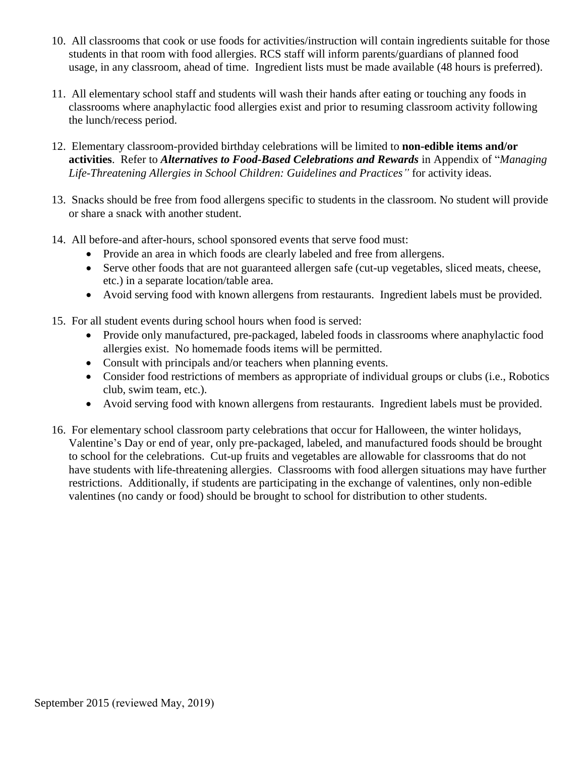10. All classrooms that cook or use foods for activities/instruction will contain ingredients suitable for those students in that room with food allergies. RCS staff will inform parents/guardians of planned food usage, in any classroom, ahead of time. Ingredient lists must be made available (48 hours is preferred).

11. All elementary school staff and students will wash their hands after eating or touching any foods in classrooms where anaphylactic food allergies exist and prior to resuming classroom activity following the lunch/recess period.

12. Elementary classroom-provided birthday celebrations will be limited to **non-edible items and/or activities**. Refer to ***Alternatives to Food-Based Celebrations and Rewards*** in Appendix of "*Managing Life-Threatening Allergies in School Children: Guidelines and Practices"* for activity ideas.

13. Snacks should be free from food allergens specific to students in the classroom. No student will provide or share a snack with another student.

14. All before-and after-hours, school sponsored events that serve food must:
    - Provide an area in which foods are clearly labeled and free from allergens.
    - Serve other foods that are not guaranteed allergen safe (cut-up vegetables, sliced meats, cheese, etc.) in a separate location/table area.
    - Avoid serving food with known allergens from restaurants. Ingredient labels must be provided.

15. For all student events during school hours when food is served:
    - Provide only manufactured, pre-packaged, labeled foods in classrooms where anaphylactic food allergies exist. No homemade foods items will be permitted.
    - Consult with principals and/or teachers when planning events.
    - Consider food restrictions of members as appropriate of individual groups or clubs (i.e., Robotics club, swim team, etc.).
    - Avoid serving food with known allergens from restaurants. Ingredient labels must be provided.

16. For elementary school classroom party celebrations that occur for Halloween, the winter holidays, Valentine's Day or end of year, only pre-packaged, labeled, and manufactured foods should be brought to school for the celebrations. Cut-up fruits and vegetables are allowable for classrooms that do not have students with life-threatening allergies. Classrooms with food allergen situations may have further restrictions. Additionally, if students are participating in the exchange of valentines, only non-edible valentines (no candy or food) should be brought to school for distribution to other students.

September 2015 (reviewed May, 2019)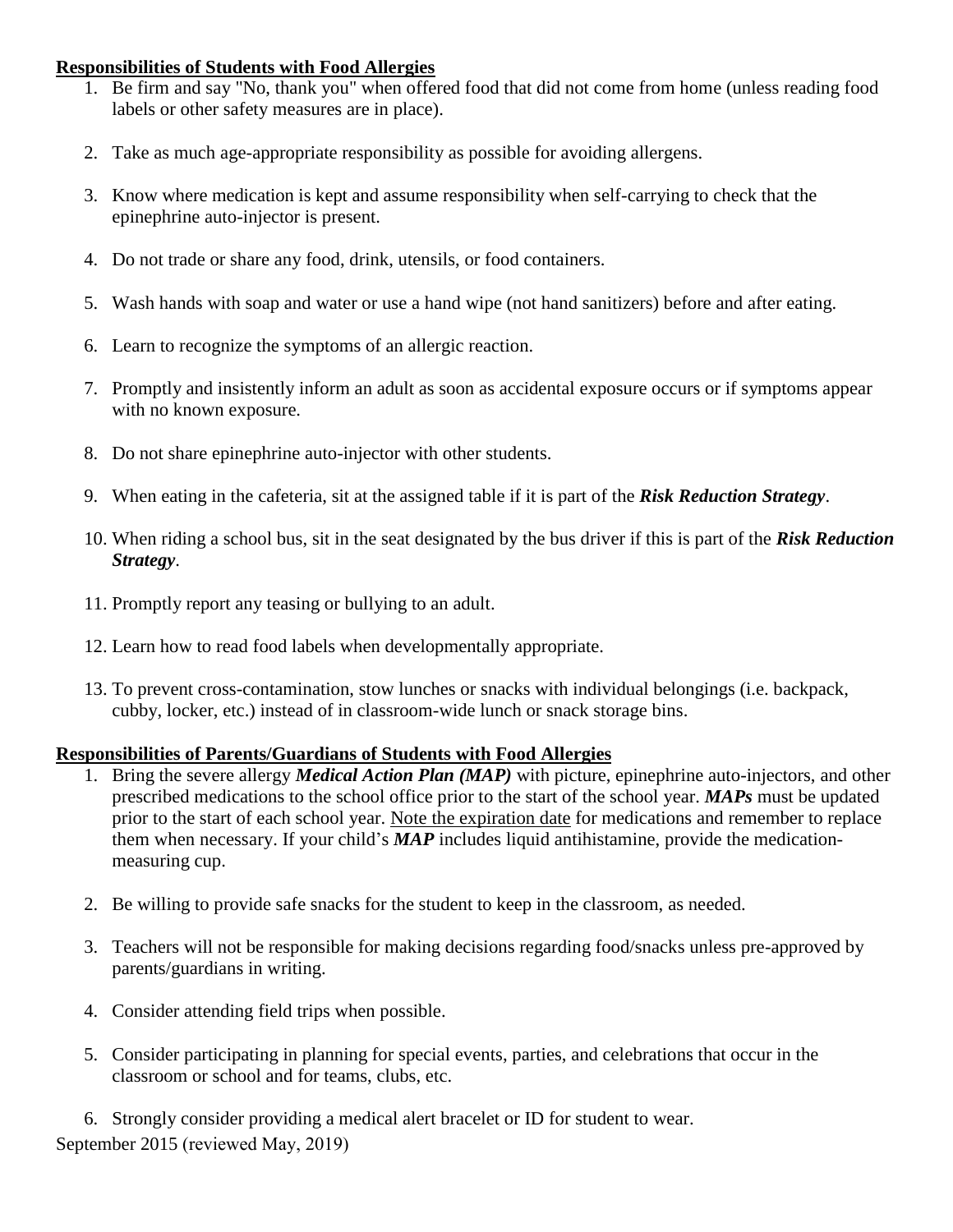**Responsibilities of Students with Food Allergies**

1. Be firm and say "No, thank you" when offered food that did not come from home (unless reading food labels or other safety measures are in place).

2. Take as much age-appropriate responsibility as possible for avoiding allergens.

3. Know where medication is kept and assume responsibility when self-carrying to check that the epinephrine auto-injector is present.

4. Do not trade or share any food, drink, utensils, or food containers.

5. Wash hands with soap and water or use a hand wipe (not hand sanitizers) before and after eating.

6. Learn to recognize the symptoms of an allergic reaction.

7. Promptly and insistently inform an adult as soon as accidental exposure occurs or if symptoms appear with no known exposure.

8. Do not share epinephrine auto-injector with other students.

9. When eating in the cafeteria, sit at the assigned table if it is part of the ***Risk Reduction Strategy***.

10. When riding a school bus, sit in the seat designated by the bus driver if this is part of the ***Risk Reduction Strategy***.

11. Promptly report any teasing or bullying to an adult.

12. Learn how to read food labels when developmentally appropriate.

13. To prevent cross-contamination, stow lunches or snacks with individual belongings (i.e. backpack, cubby, locker, etc.) instead of in classroom-wide lunch or snack storage bins.

**Responsibilities of Parents/Guardians of Students with Food Allergies**

1. Bring the severe allergy ***Medical Action Plan (MAP)*** with picture, epinephrine auto-injectors, and other prescribed medications to the school office prior to the start of the school year. ***MAPs*** must be updated prior to the start of each school year. Note the expiration date for medications and remember to replace them when necessary. If your child's ***MAP*** includes liquid antihistamine, provide the medication-measuring cup.

2. Be willing to provide safe snacks for the student to keep in the classroom, as needed.

3. Teachers will not be responsible for making decisions regarding food/snacks unless pre-approved by parents/guardians in writing.

4. Consider attending field trips when possible.

5. Consider participating in planning for special events, parties, and celebrations that occur in the classroom or school and for teams, clubs, etc.

6. Strongly consider providing a medical alert bracelet or ID for student to wear.

September 2015 (reviewed May, 2019)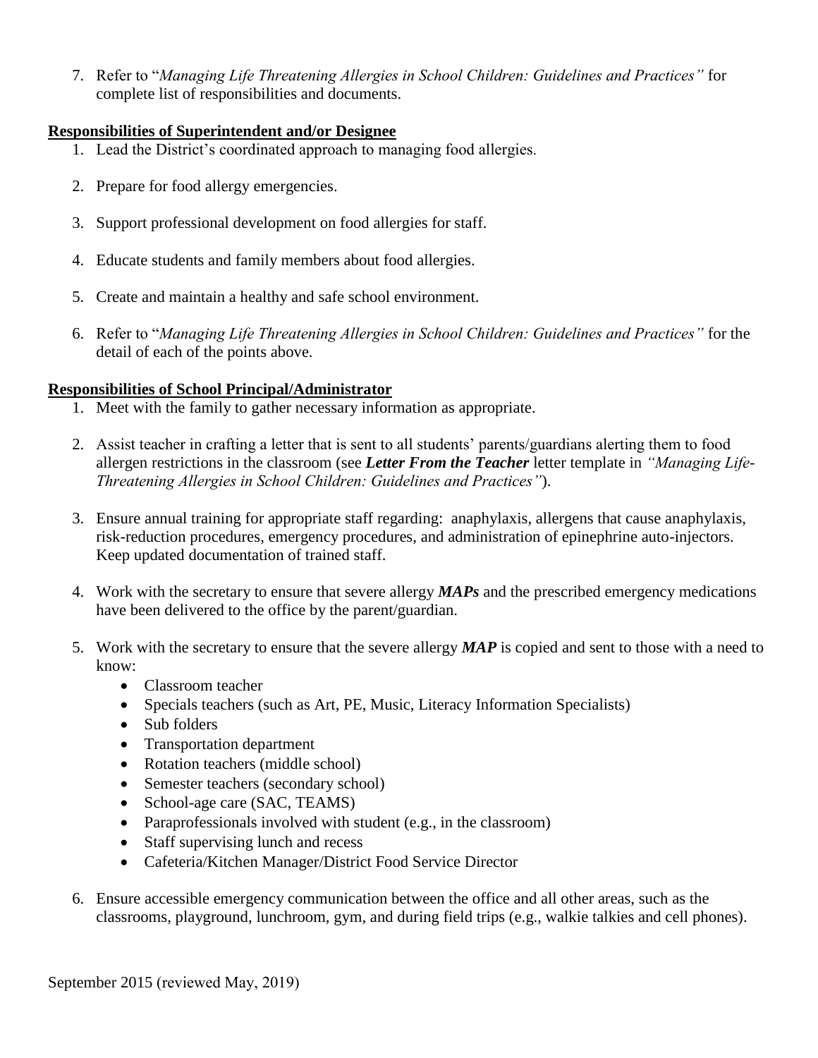7. Refer to "*Managing Life Threatening Allergies in School Children: Guidelines and Practices"* for complete list of responsibilities and documents.

**Responsibilities of Superintendent and/or Designee**

1. Lead the District's coordinated approach to managing food allergies.

2. Prepare for food allergy emergencies.

3. Support professional development on food allergies for staff.

4. Educate students and family members about food allergies.

5. Create and maintain a healthy and safe school environment.

6. Refer to "*Managing Life Threatening Allergies in School Children: Guidelines and Practices"* for the detail of each of the points above.

**Responsibilities of School Principal/Administrator**

1. Meet with the family to gather necessary information as appropriate.

2. Assist teacher in crafting a letter that is sent to all students' parents/guardians alerting them to food allergen restrictions in the classroom (see ***Letter From the Teacher*** letter template in *"Managing Life-Threatening Allergies in School Children: Guidelines and Practices"*).

3. Ensure annual training for appropriate staff regarding: anaphylaxis, allergens that cause anaphylaxis, risk-reduction procedures, emergency procedures, and administration of epinephrine auto-injectors. Keep updated documentation of trained staff.

4. Work with the secretary to ensure that severe allergy ***MAPs*** and the prescribed emergency medications have been delivered to the office by the parent/guardian.

5. Work with the secretary to ensure that the severe allergy ***MAP*** is copied and sent to those with a need to know:
   - Classroom teacher
   - Specials teachers (such as Art, PE, Music, Literacy Information Specialists)
   - Sub folders
   - Transportation department
   - Rotation teachers (middle school)
   - Semester teachers (secondary school)
   - School-age care (SAC, TEAMS)
   - Paraprofessionals involved with student (e.g., in the classroom)
   - Staff supervising lunch and recess
   - Cafeteria/Kitchen Manager/District Food Service Director

6. Ensure accessible emergency communication between the office and all other areas, such as the classrooms, playground, lunchroom, gym, and during field trips (e.g., walkie talkies and cell phones).

September 2015 (reviewed May, 2019)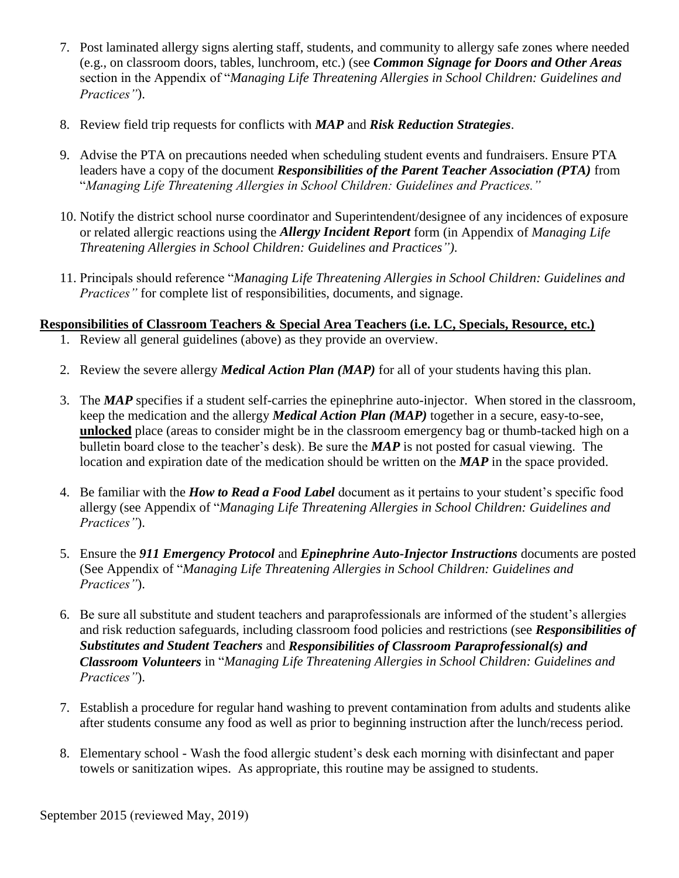7. Post laminated allergy signs alerting staff, students, and community to allergy safe zones where needed (e.g., on classroom doors, tables, lunchroom, etc.) (see ***Common Signage for Doors and Other Areas*** section in the Appendix of "*Managing Life Threatening Allergies in School Children: Guidelines and Practices"*).

8. Review field trip requests for conflicts with ***MAP*** and ***Risk Reduction Strategies***.

9. Advise the PTA on precautions needed when scheduling student events and fundraisers. Ensure PTA leaders have a copy of the document ***Responsibilities of the Parent Teacher Association (PTA)*** from "*Managing Life Threatening Allergies in School Children: Guidelines and Practices."*

10. Notify the district school nurse coordinator and Superintendent/designee of any incidences of exposure or related allergic reactions using the ***Allergy Incident Report*** form (in Appendix of *Managing Life Threatening Allergies in School Children: Guidelines and Practices").*

11. Principals should reference "*Managing Life Threatening Allergies in School Children: Guidelines and Practices"* for complete list of responsibilities, documents, and signage.

**Responsibilities of Classroom Teachers & Special Area Teachers (i.e. LC, Specials, Resource, etc.)**

1. Review all general guidelines (above) as they provide an overview.

2. Review the severe allergy ***Medical Action Plan (MAP)*** for all of your students having this plan.

3. The ***MAP*** specifies if a student self-carries the epinephrine auto-injector. When stored in the classroom, keep the medication and the allergy ***Medical Action Plan (MAP)*** together in a secure, easy-to-see, **unlocked** place (areas to consider might be in the classroom emergency bag or thumb-tacked high on a bulletin board close to the teacher's desk). Be sure the ***MAP*** is not posted for casual viewing. The location and expiration date of the medication should be written on the ***MAP*** in the space provided.

4. Be familiar with the ***How to Read a Food Label*** document as it pertains to your student's specific food allergy (see Appendix of "*Managing Life Threatening Allergies in School Children: Guidelines and Practices"*).

5. Ensure the ***911 Emergency Protocol*** and ***Epinephrine Auto-Injector Instructions*** documents are posted (See Appendix of "*Managing Life Threatening Allergies in School Children: Guidelines and Practices"*).

6. Be sure all substitute and student teachers and paraprofessionals are informed of the student's allergies and risk reduction safeguards, including classroom food policies and restrictions (see ***Responsibilities of Substitutes and Student Teachers*** and ***Responsibilities of Classroom Paraprofessional(s) and Classroom Volunteers*** in "*Managing Life Threatening Allergies in School Children: Guidelines and Practices"*).

7. Establish a procedure for regular hand washing to prevent contamination from adults and students alike after students consume any food as well as prior to beginning instruction after the lunch/recess period.

8. Elementary school - Wash the food allergic student's desk each morning with disinfectant and paper towels or sanitization wipes. As appropriate, this routine may be assigned to students.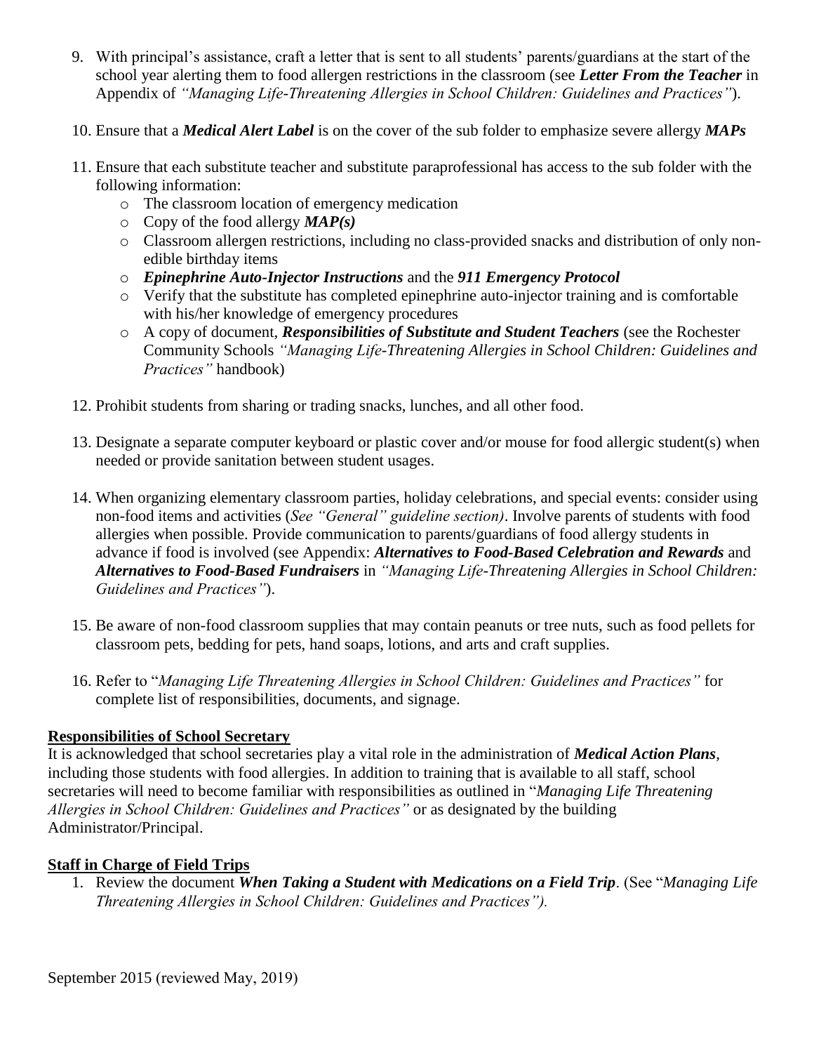9. With principal's assistance, craft a letter that is sent to all students' parents/guardians at the start of the school year alerting them to food allergen restrictions in the classroom (see ***Letter From the Teacher*** in Appendix of *"Managing Life-Threatening Allergies in School Children: Guidelines and Practices"*).

10. Ensure that a ***Medical Alert Label*** is on the cover of the sub folder to emphasize severe allergy ***MAPs***

11. Ensure that each substitute teacher and substitute paraprofessional has access to the sub folder with the following information:
    - The classroom location of emergency medication
    - Copy of the food allergy ***MAP(s)***
    - Classroom allergen restrictions, including no class-provided snacks and distribution of only non-edible birthday items
    - ***Epinephrine Auto-Injector Instructions*** and the ***911 Emergency Protocol***
    - Verify that the substitute has completed epinephrine auto-injector training and is comfortable with his/her knowledge of emergency procedures
    - A copy of document, ***Responsibilities of Substitute and Student Teachers*** (see the Rochester Community Schools *"Managing Life-Threatening Allergies in School Children: Guidelines and Practices"* handbook)

12. Prohibit students from sharing or trading snacks, lunches, and all other food.

13. Designate a separate computer keyboard or plastic cover and/or mouse for food allergic student(s) when needed or provide sanitation between student usages.

14. When organizing elementary classroom parties, holiday celebrations, and special events: consider using non-food items and activities (*See "General" guideline section)*. Involve parents of students with food allergies when possible. Provide communication to parents/guardians of food allergy students in advance if food is involved (see Appendix: ***Alternatives to Food-Based Celebration and Rewards*** and ***Alternatives to Food-Based Fundraisers*** in *"Managing Life-Threatening Allergies in School Children: Guidelines and Practices"*).

15. Be aware of non-food classroom supplies that may contain peanuts or tree nuts, such as food pellets for classroom pets, bedding for pets, hand soaps, lotions, and arts and craft supplies.

16. Refer to "*Managing Life Threatening Allergies in School Children: Guidelines and Practices"* for complete list of responsibilities, documents, and signage.

**Responsibilities of School Secretary**

It is acknowledged that school secretaries play a vital role in the administration of ***Medical Action Plans***, including those students with food allergies. In addition to training that is available to all staff, school secretaries will need to become familiar with responsibilities as outlined in "*Managing Life Threatening Allergies in School Children: Guidelines and Practices"* or as designated by the building Administrator/Principal.

**Staff in Charge of Field Trips**

1. Review the document ***When Taking a Student with Medications on a Field Trip***. (See "*Managing Life Threatening Allergies in School Children: Guidelines and Practices").*

September 2015 (reviewed May, 2019)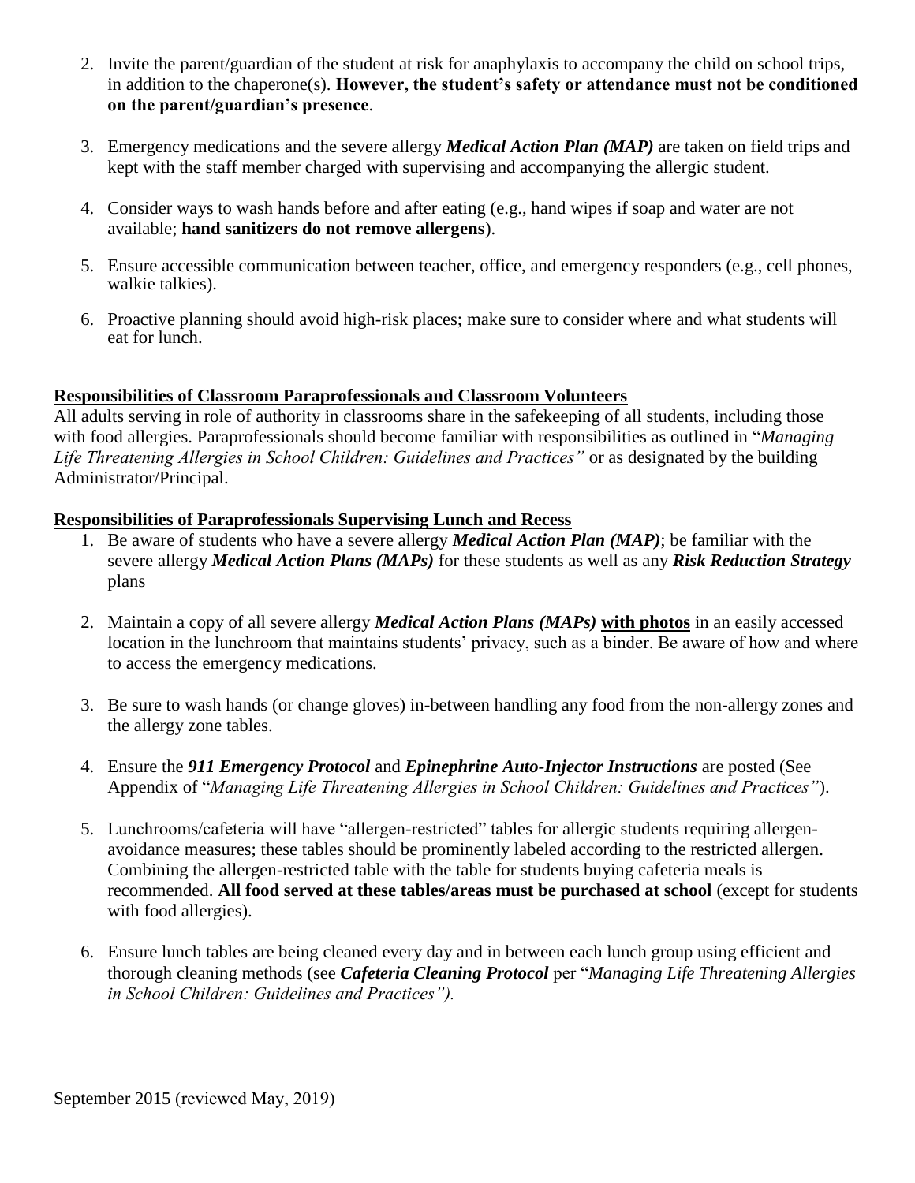2. Invite the parent/guardian of the student at risk for anaphylaxis to accompany the child on school trips, in addition to the chaperone(s). **However, the student's safety or attendance must not be conditioned on the parent/guardian's presence**.

3. Emergency medications and the severe allergy ***Medical Action Plan (MAP)*** are taken on field trips and kept with the staff member charged with supervising and accompanying the allergic student.

4. Consider ways to wash hands before and after eating (e.g., hand wipes if soap and water are not available; **hand sanitizers do not remove allergens**).

5. Ensure accessible communication between teacher, office, and emergency responders (e.g., cell phones, walkie talkies).

6. Proactive planning should avoid high-risk places; make sure to consider where and what students will eat for lunch.

**<u>Responsibilities of Classroom Paraprofessionals and Classroom Volunteers</u>**

All adults serving in role of authority in classrooms share in the safekeeping of all students, including those with food allergies. Paraprofessionals should become familiar with responsibilities as outlined in "*Managing Life Threatening Allergies in School Children: Guidelines and Practices"* or as designated by the building Administrator/Principal.

**<u>Responsibilities of Paraprofessionals Supervising Lunch and Recess</u>**

1. Be aware of students who have a severe allergy ***Medical Action Plan (MAP)***; be familiar with the severe allergy ***Medical Action Plans (MAPs)*** for these students as well as any ***Risk Reduction Strategy*** plans

2. Maintain a copy of all severe allergy ***Medical Action Plans (MAPs)*** **<u>with photos</u>** in an easily accessed location in the lunchroom that maintains students' privacy, such as a binder. Be aware of how and where to access the emergency medications.

3. Be sure to wash hands (or change gloves) in-between handling any food from the non-allergy zones and the allergy zone tables.

4. Ensure the ***911 Emergency Protocol*** and ***Epinephrine Auto-Injector Instructions*** are posted (See Appendix of "*Managing Life Threatening Allergies in School Children: Guidelines and Practices"*).

5. Lunchrooms/cafeteria will have "allergen-restricted" tables for allergic students requiring allergen-avoidance measures; these tables should be prominently labeled according to the restricted allergen. Combining the allergen-restricted table with the table for students buying cafeteria meals is recommended. **All food served at these tables/areas must be purchased at school** (except for students with food allergies).

6. Ensure lunch tables are being cleaned every day and in between each lunch group using efficient and thorough cleaning methods (see ***Cafeteria Cleaning Protocol*** per "*Managing Life Threatening Allergies in School Children: Guidelines and Practices").*

September 2015 (reviewed May, 2019)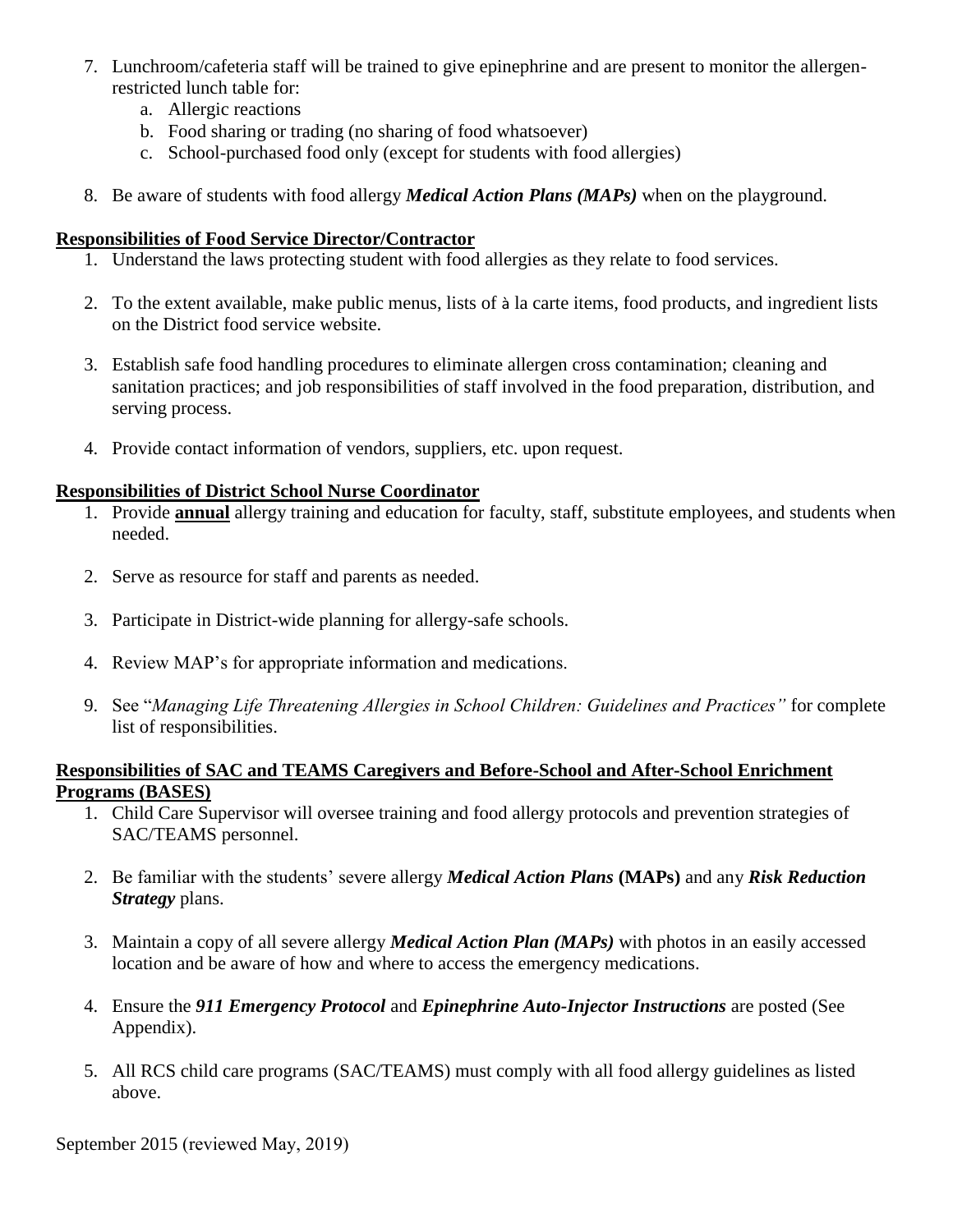7. Lunchroom/cafeteria staff will be trained to give epinephrine and are present to monitor the allergen-restricted lunch table for:
   a. Allergic reactions
   b. Food sharing or trading (no sharing of food whatsoever)
   c. School-purchased food only (except for students with food allergies)

8. Be aware of students with food allergy ***Medical Action Plans (MAPs)*** when on the playground.

**<u>Responsibilities of Food Service Director/Contractor</u>**

1. Understand the laws protecting student with food allergies as they relate to food services.

2. To the extent available, make public menus, lists of à la carte items, food products, and ingredient lists on the District food service website.

3. Establish safe food handling procedures to eliminate allergen cross contamination; cleaning and sanitation practices; and job responsibilities of staff involved in the food preparation, distribution, and serving process.

4. Provide contact information of vendors, suppliers, etc. upon request.

**<u>Responsibilities of District School Nurse Coordinator</u>**

1. Provide **<u>annual</u>** allergy training and education for faculty, staff, substitute employees, and students when needed.

2. Serve as resource for staff and parents as needed.

3. Participate in District-wide planning for allergy-safe schools.

4. Review MAP's for appropriate information and medications.

9. See "*Managing Life Threatening Allergies in School Children: Guidelines and Practices"* for complete list of responsibilities.

**<u>Responsibilities of SAC and TEAMS Caregivers and Before-School and After-School Enrichment Programs (BASES)</u>**

1. Child Care Supervisor will oversee training and food allergy protocols and prevention strategies of SAC/TEAMS personnel.

2. Be familiar with the students' severe allergy ***Medical Action Plans*** **(MAPs)** and any ***Risk Reduction Strategy*** plans.

3. Maintain a copy of all severe allergy ***Medical Action Plan (MAPs)*** with photos in an easily accessed location and be aware of how and where to access the emergency medications.

4. Ensure the ***911 Emergency Protocol*** and ***Epinephrine Auto-Injector Instructions*** are posted (See Appendix).

5. All RCS child care programs (SAC/TEAMS) must comply with all food allergy guidelines as listed above.

September 2015 (reviewed May, 2019)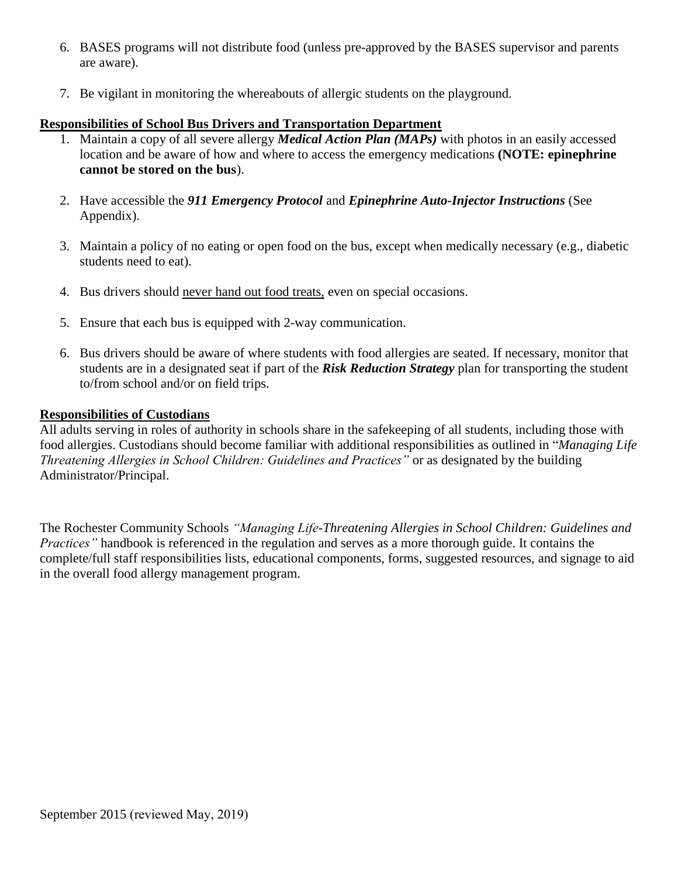6. BASES programs will not distribute food (unless pre-approved by the BASES supervisor and parents are aware).

7. Be vigilant in monitoring the whereabouts of allergic students on the playground.

**Responsibilities of School Bus Drivers and Transportation Department**

1. Maintain a copy of all severe allergy ***Medical Action Plan (MAPs)*** with photos in an easily accessed location and be aware of how and where to access the emergency medications **(NOTE: epinephrine cannot be stored on the bus**).

2. Have accessible the ***911 Emergency Protocol*** and ***Epinephrine Auto-Injector Instructions*** (See Appendix).

3. Maintain a policy of no eating or open food on the bus, except when medically necessary (e.g., diabetic students need to eat).

4. Bus drivers should never hand out food treats, even on special occasions.

5. Ensure that each bus is equipped with 2-way communication.

6. Bus drivers should be aware of where students with food allergies are seated. If necessary, monitor that students are in a designated seat if part of the ***Risk Reduction Strategy*** plan for transporting the student to/from school and/or on field trips.

**Responsibilities of Custodians**

All adults serving in roles of authority in schools share in the safekeeping of all students, including those with food allergies. Custodians should become familiar with additional responsibilities as outlined in "*Managing Life Threatening Allergies in School Children: Guidelines and Practices"* or as designated by the building Administrator/Principal.

The Rochester Community Schools *"Managing Life-Threatening Allergies in School Children: Guidelines and Practices"* handbook is referenced in the regulation and serves as a more thorough guide. It contains the complete/full staff responsibilities lists, educational components, forms, suggested resources, and signage to aid in the overall food allergy management program.

September 2015 (reviewed May, 2019)